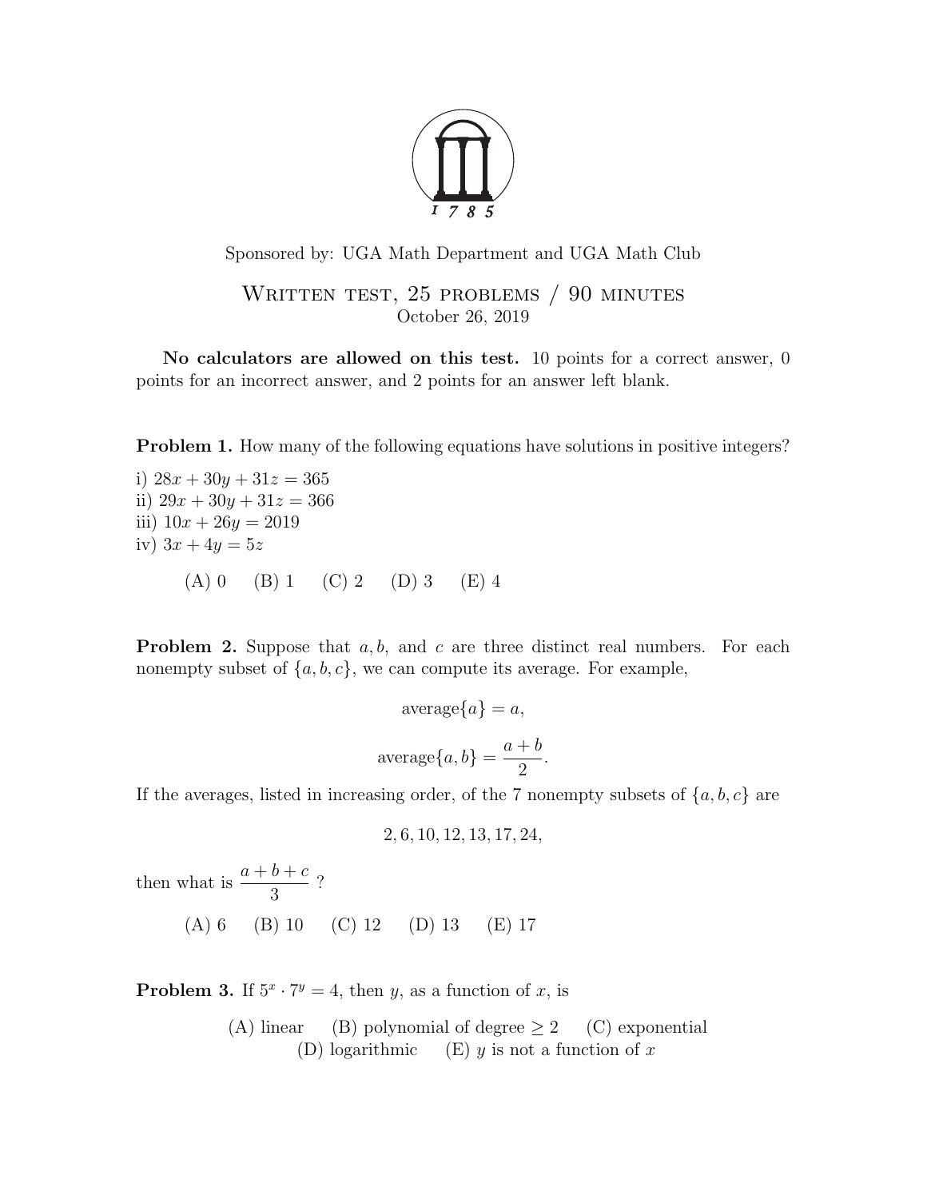Sponsored by: UGA Math Department and UGA Math Club

# Written test, 25 problems / 90 minutes

October 26, 2019

**No calculators are allowed on this test.** 10 points for a correct answer, 0 points for an incorrect answer, and 2 points for an answer left blank.

**Problem 1.** How many of the following equations have solutions in positive integers?

i) $28x + 30y + 31z = 365$
ii) $29x + 30y + 31z = 366$
iii) $10x + 26y = 2019$
iv) $3x + 4y = 5z$

(A) 0 (B) 1 (C) 2 (D) 3 (E) 4

**Problem 2.** Suppose that $a, b$, and $c$ are three distinct real numbers. For each nonempty subset of $\{a, b, c\}$, we can compute its average. For example,

$$\text{average}\{a\} = a,$$

$$\text{average}\{a, b\} = \frac{a+b}{2}.$$

If the averages, listed in increasing order, of the 7 nonempty subsets of $\{a, b, c\}$ are

$$2, 6, 10, 12, 13, 17, 24,$$

then what is $\dfrac{a+b+c}{3}$ ?

(A) 6 (B) 10 (C) 12 (D) 13 (E) 17

**Problem 3.** If $5^x \cdot 7^y = 4$, then $y$, as a function of $x$, is

(A) linear (B) polynomial of degree $\geq 2$ (C) exponential (D) logarithmic (E) $y$ is not a function of $x$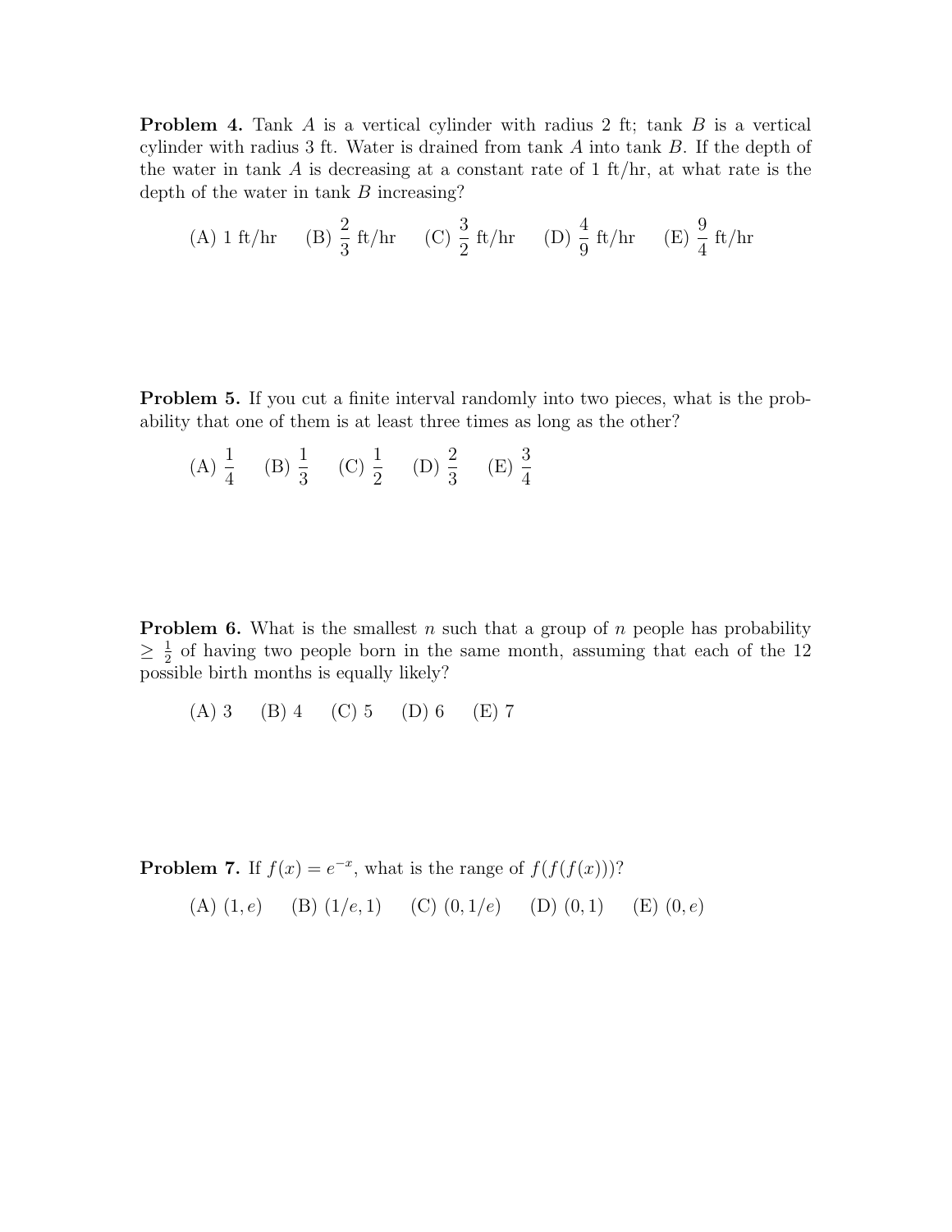**Problem 4.** Tank $A$ is a vertical cylinder with radius 2 ft; tank $B$ is a vertical cylinder with radius 3 ft. Water is drained from tank $A$ into tank $B$. If the depth of the water in tank $A$ is decreasing at a constant rate of 1 ft/hr, at what rate is the depth of the water in tank $B$ increasing?

(A) 1 ft/hr (B) $\frac{2}{3}$ ft/hr (C) $\frac{3}{2}$ ft/hr (D) $\frac{4}{9}$ ft/hr (E) $\frac{9}{4}$ ft/hr

**Problem 5.** If you cut a finite interval randomly into two pieces, what is the probability that one of them is at least three times as long as the other?

(A) $\frac{1}{4}$ (B) $\frac{1}{3}$ (C) $\frac{1}{2}$ (D) $\frac{2}{3}$ (E) $\frac{3}{4}$

**Problem 6.** What is the smallest $n$ such that a group of $n$ people has probability $\geq \frac{1}{2}$ of having two people born in the same month, assuming that each of the 12 possible birth months is equally likely?

(A) 3 (B) 4 (C) 5 (D) 6 (E) 7

**Problem 7.** If $f(x) = e^{-x}$, what is the range of $f(f(f(x)))$?

(A) $(1, e)$ (B) $(1/e, 1)$ (C) $(0, 1/e)$ (D) $(0, 1)$ (E) $(0, e)$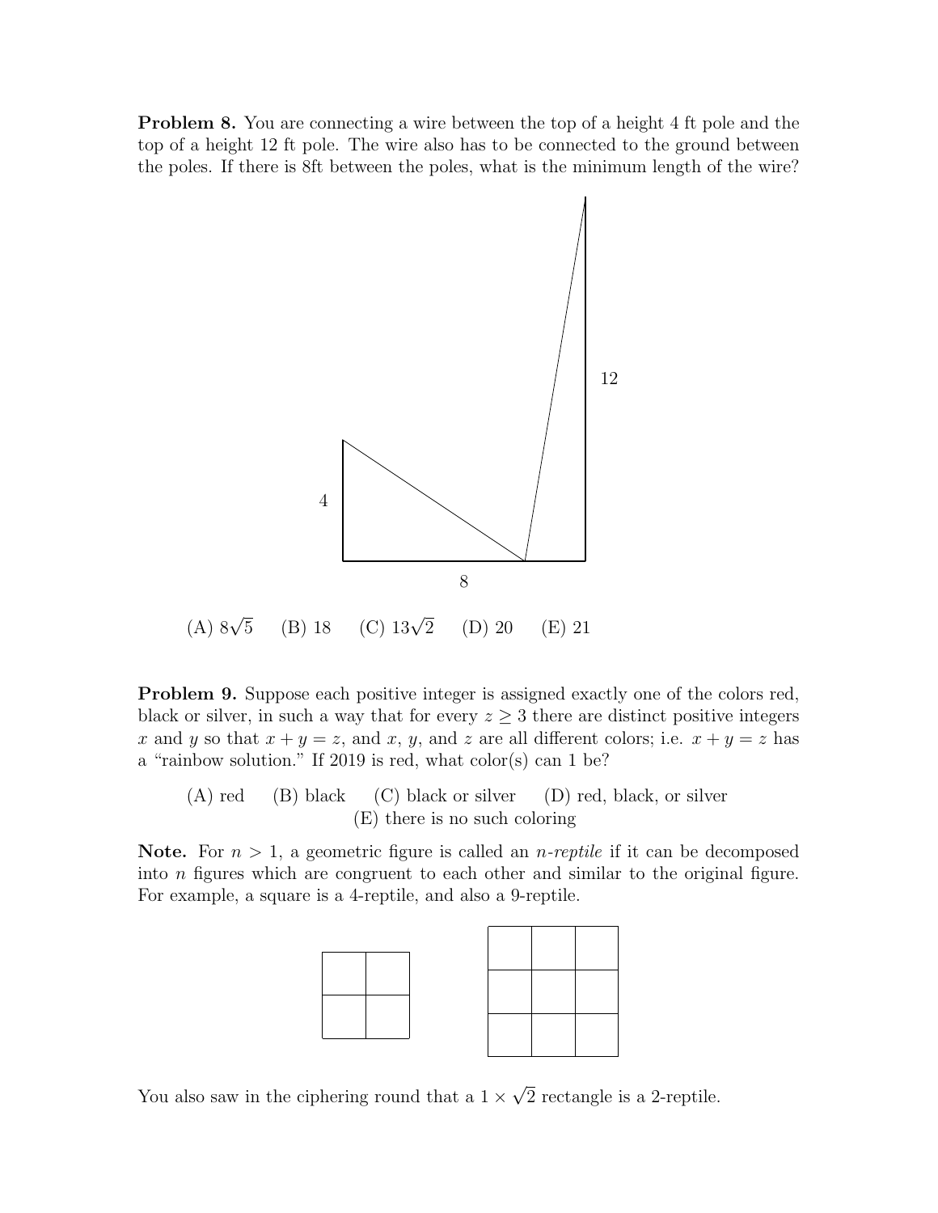**Problem 8.** You are connecting a wire between the top of a height 4 ft pole and the top of a height 12 ft pole. The wire also has to be connected to the ground between the poles. If there is 8ft between the poles, what is the minimum length of the wire?

(A) $8\sqrt{5}$ (B) 18 (C) $13\sqrt{2}$ (D) 20 (E) 21

**Problem 9.** Suppose each positive integer is assigned exactly one of the colors red, black or silver, in such a way that for every $z \geq 3$ there are distinct positive integers $x$ and $y$ so that $x + y = z$, and $x$, $y$, and $z$ are all different colors; i.e. $x + y = z$ has a "rainbow solution." If 2019 is red, what color(s) can 1 be?

(A) red (B) black (C) black or silver (D) red, black, or silver (E) there is no such coloring

**Note.** For $n > 1$, a geometric figure is called an *n-reptile* if it can be decomposed into $n$ figures which are congruent to each other and similar to the original figure. For example, a square is a 4-reptile, and also a 9-reptile.

You also saw in the ciphering round that a $1 \times \sqrt{2}$ rectangle is a 2-reptile.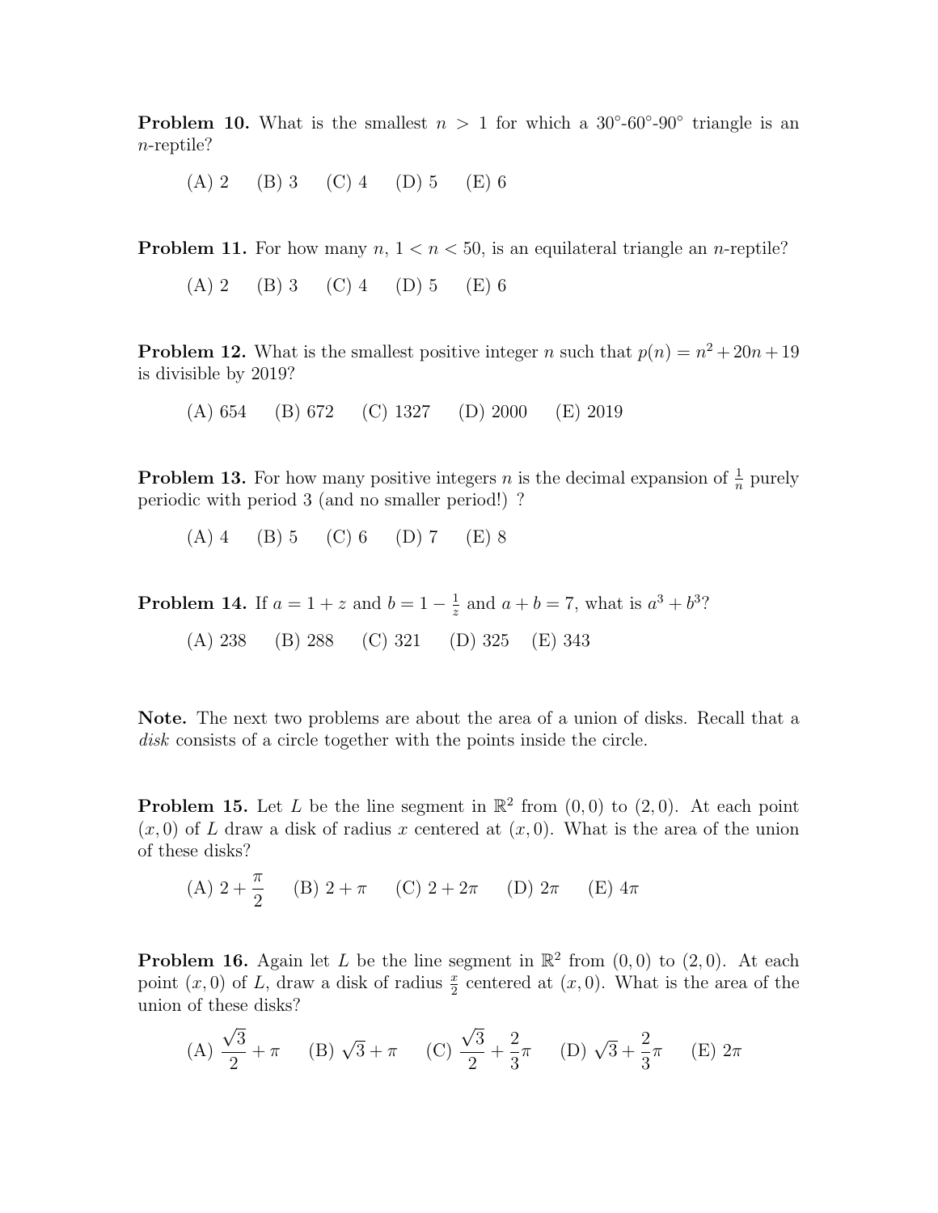**Problem 10.** What is the smallest $n > 1$ for which a $30°$-$60°$-$90°$ triangle is an $n$-reptile?

(A) 2 (B) 3 (C) 4 (D) 5 (E) 6

**Problem 11.** For how many $n$, $1 < n < 50$, is an equilateral triangle an $n$-reptile?

(A) 2 (B) 3 (C) 4 (D) 5 (E) 6

**Problem 12.** What is the smallest positive integer $n$ such that $p(n) = n^2 + 20n + 19$ is divisible by 2019?

(A) 654 (B) 672 (C) 1327 (D) 2000 (E) 2019

**Problem 13.** For how many positive integers $n$ is the decimal expansion of $\frac{1}{n}$ purely periodic with period 3 (and no smaller period!) ?

(A) 4 (B) 5 (C) 6 (D) 7 (E) 8

**Problem 14.** If $a = 1 + z$ and $b = 1 - \frac{1}{z}$ and $a + b = 7$, what is $a^3 + b^3$?

(A) 238 (B) 288 (C) 321 (D) 325 (E) 343

**Note.** The next two problems are about the area of a union of disks. Recall that a *disk* consists of a circle together with the points inside the circle.

**Problem 15.** Let $L$ be the line segment in $\mathbb{R}^2$ from $(0, 0)$ to $(2, 0)$. At each point $(x, 0)$ of $L$ draw a disk of radius $x$ centered at $(x, 0)$. What is the area of the union of these disks?

(A) $2 + \frac{\pi}{2}$ (B) $2 + \pi$ (C) $2 + 2\pi$ (D) $2\pi$ (E) $4\pi$

**Problem 16.** Again let $L$ be the line segment in $\mathbb{R}^2$ from $(0, 0)$ to $(2, 0)$. At each point $(x, 0)$ of $L$, draw a disk of radius $\frac{x}{2}$ centered at $(x, 0)$. What is the area of the union of these disks?

(A) $\frac{\sqrt{3}}{2} + \pi$ (B) $\sqrt{3} + \pi$ (C) $\frac{\sqrt{3}}{2} + \frac{2}{3}\pi$ (D) $\sqrt{3} + \frac{2}{3}\pi$ (E) $2\pi$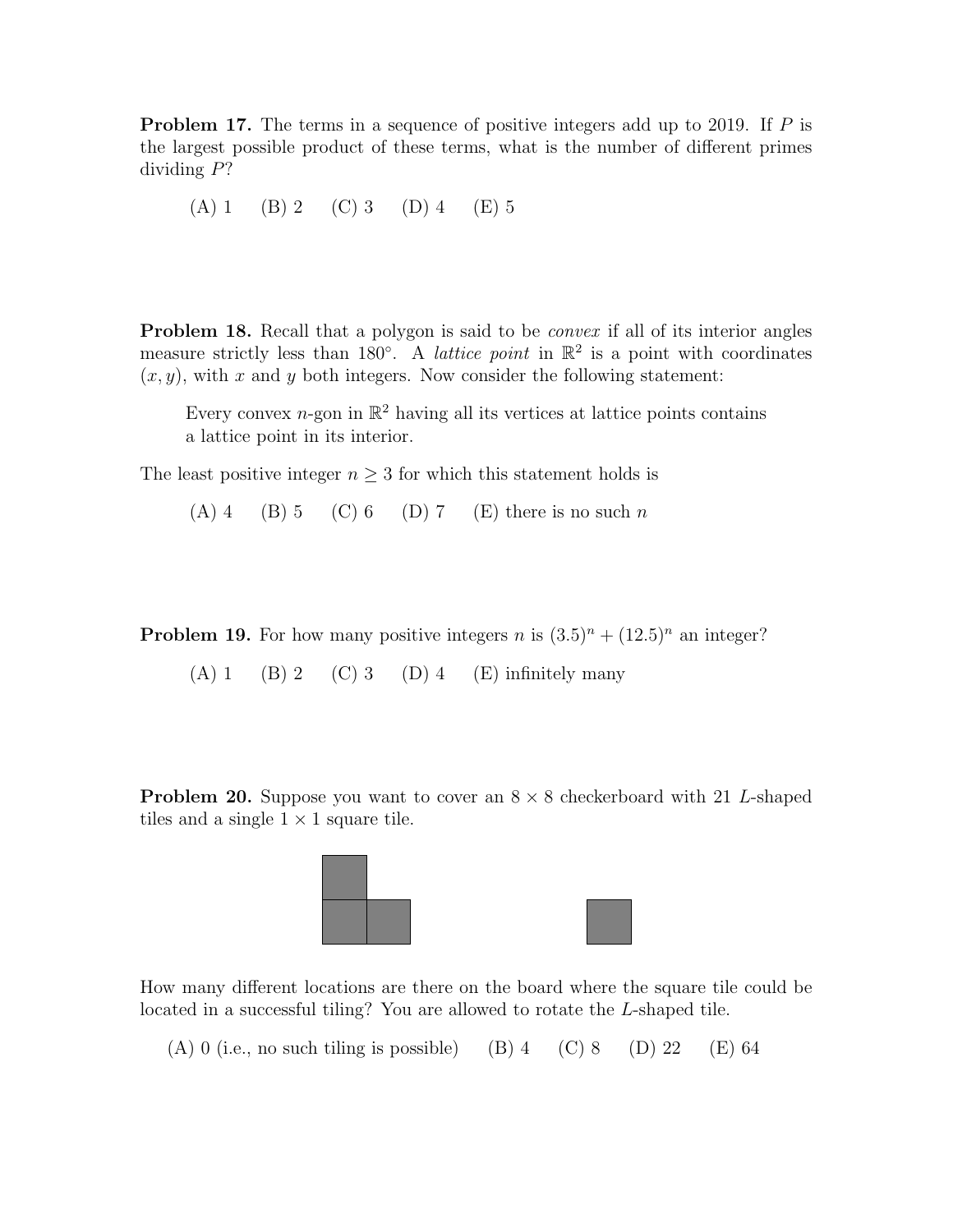**Problem 17.** The terms in a sequence of positive integers add up to 2019. If $P$ is the largest possible product of these terms, what is the number of different primes dividing $P$?

(A) 1 (B) 2 (C) 3 (D) 4 (E) 5

**Problem 18.** Recall that a polygon is said to be *convex* if all of its interior angles measure strictly less than $180°$. A *lattice point* in $\mathbb{R}^2$ is a point with coordinates $(x, y)$, with $x$ and $y$ both integers. Now consider the following statement:

> Every convex $n$-gon in $\mathbb{R}^2$ having all its vertices at lattice points contains a lattice point in its interior.

The least positive integer $n \geq 3$ for which this statement holds is

(A) 4 (B) 5 (C) 6 (D) 7 (E) there is no such $n$

**Problem 19.** For how many positive integers $n$ is $(3.5)^n + (12.5)^n$ an integer?

(A) 1 (B) 2 (C) 3 (D) 4 (E) infinitely many

**Problem 20.** Suppose you want to cover an $8 \times 8$ checkerboard with 21 $L$-shaped tiles and a single $1 \times 1$ square tile.

How many different locations are there on the board where the square tile could be located in a successful tiling? You are allowed to rotate the $L$-shaped tile.

(A) 0 (i.e., no such tiling is possible) (B) 4 (C) 8 (D) 22 (E) 64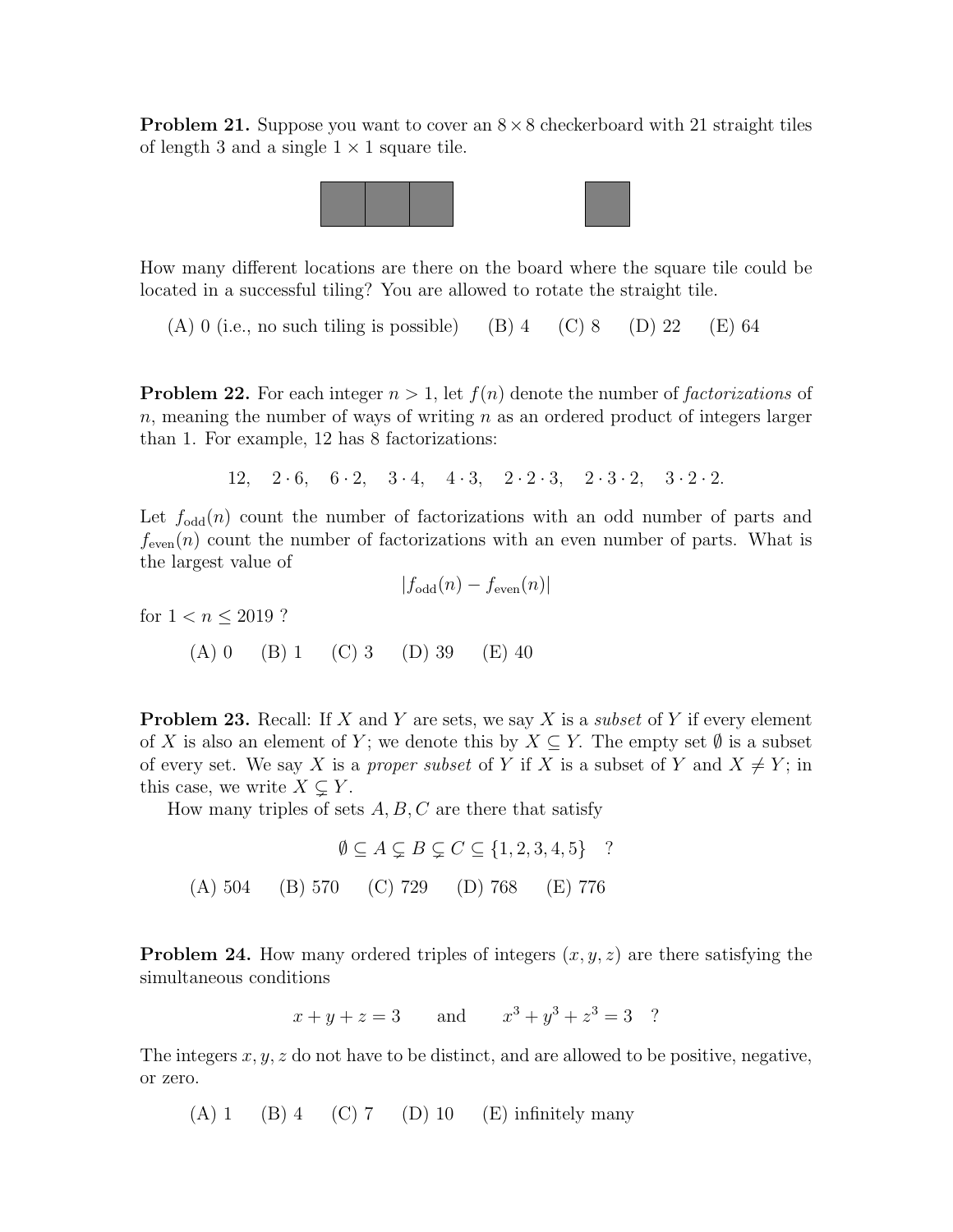**Problem 21.** Suppose you want to cover an $8 \times 8$ checkerboard with 21 straight tiles of length 3 and a single $1 \times 1$ square tile.

How many different locations are there on the board where the square tile could be located in a successful tiling? You are allowed to rotate the straight tile.

(A) 0 (i.e., no such tiling is possible) (B) 4 (C) 8 (D) 22 (E) 64

**Problem 22.** For each integer $n > 1$, let $f(n)$ denote the number of *factorizations* of $n$, meaning the number of ways of writing $n$ as an ordered product of integers larger than 1. For example, 12 has 8 factorizations:

$$12, \quad 2 \cdot 6, \quad 6 \cdot 2, \quad 3 \cdot 4, \quad 4 \cdot 3, \quad 2 \cdot 2 \cdot 3, \quad 2 \cdot 3 \cdot 2, \quad 3 \cdot 2 \cdot 2.$$

Let $f_{\text{odd}}(n)$ count the number of factorizations with an odd number of parts and $f_{\text{even}}(n)$ count the number of factorizations with an even number of parts. What is the largest value of

$$|f_{\text{odd}}(n) - f_{\text{even}}(n)|$$

for $1 < n \leq 2019$ ?

(A) 0 (B) 1 (C) 3 (D) 39 (E) 40

**Problem 23.** Recall: If $X$ and $Y$ are sets, we say $X$ is a *subset* of $Y$ if every element of $X$ is also an element of $Y$; we denote this by $X \subseteq Y$. The empty set $\emptyset$ is a subset of every set. We say $X$ is a *proper subset* of $Y$ if $X$ is a subset of $Y$ and $X \neq Y$; in this case, we write $X \subsetneq Y$.

How many triples of sets $A, B, C$ are there that satisfy

$$\emptyset \subseteq A \subsetneq B \subsetneq C \subseteq \{1, 2, 3, 4, 5\} \quad ?$$

(A) 504 (B) 570 (C) 729 (D) 768 (E) 776

**Problem 24.** How many ordered triples of integers $(x, y, z)$ are there satisfying the simultaneous conditions

$$x + y + z = 3 \qquad \text{and} \qquad x^3 + y^3 + z^3 = 3 \quad ?$$

The integers $x, y, z$ do not have to be distinct, and are allowed to be positive, negative, or zero.

(A) 1 (B) 4 (C) 7 (D) 10 (E) infinitely many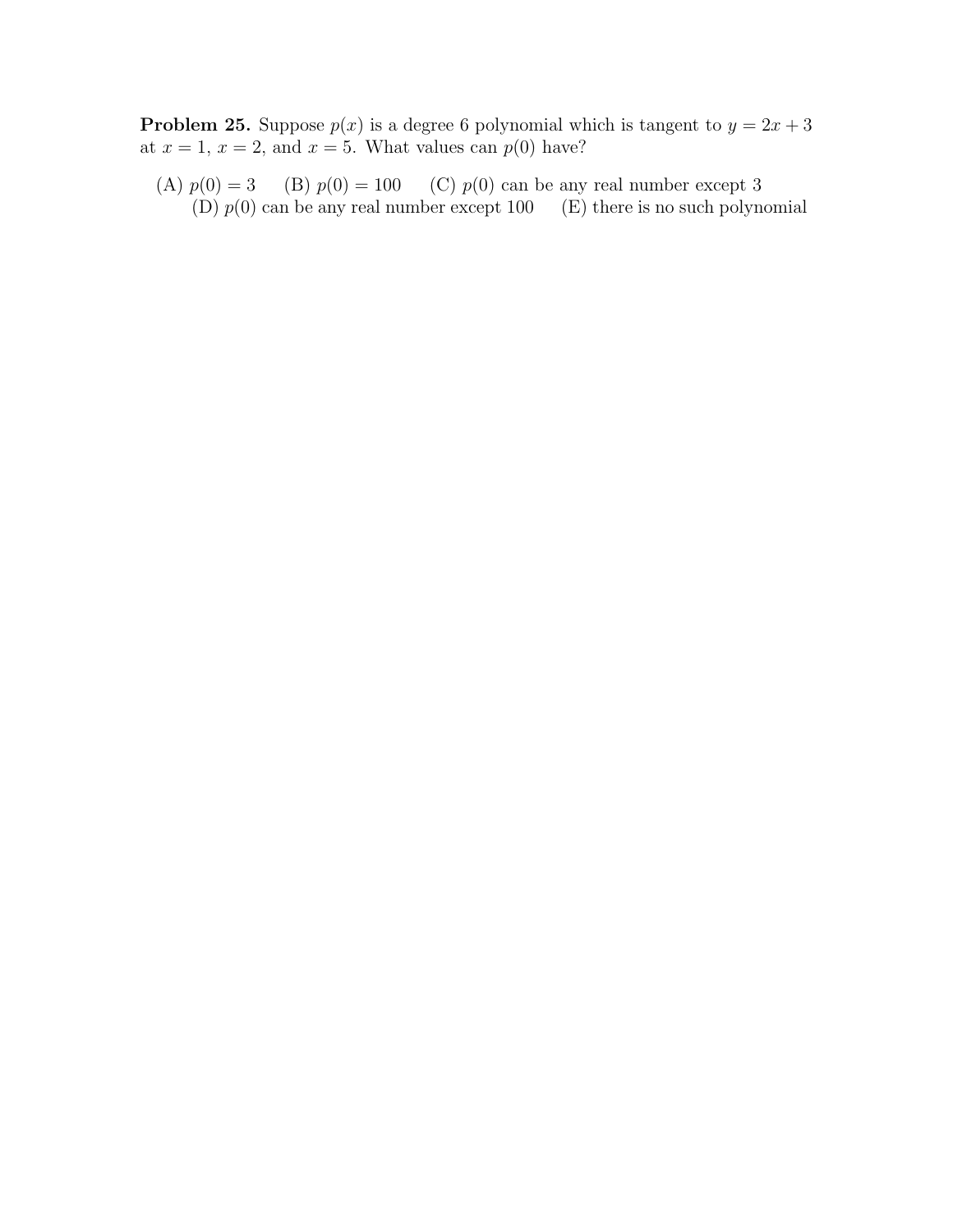**Problem 25.** Suppose $p(x)$ is a degree 6 polynomial which is tangent to $y = 2x + 3$ at $x = 1$, $x = 2$, and $x = 5$. What values can $p(0)$ have?

(A) $p(0) = 3$ (B) $p(0) = 100$ (C) $p(0)$ can be any real number except 3 (D) $p(0)$ can be any real number except 100 (E) there is no such polynomial